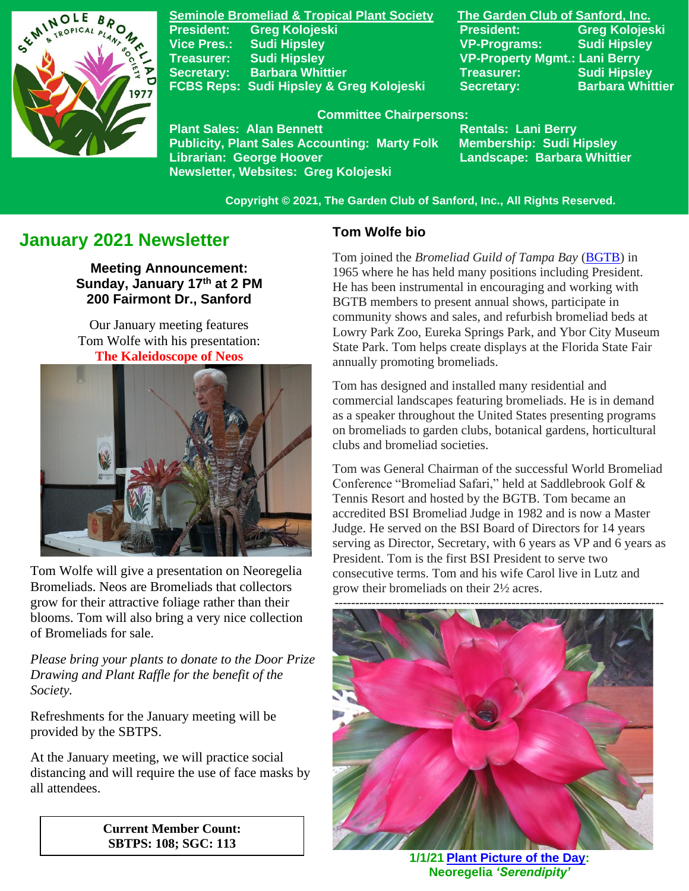**Seminole Bromeliad & Tropical Plant Society**
President: Greg Kolojeski
Vice Pres.: Sudi Hipsley
Treasurer: Sudi Hipsley
Secretary: Barbara Whittier
FCBS Reps: Sudi Hipsley & Greg Kolojeski

**The Garden Club of Sanford, Inc.**
President: Greg Kolojeski
VP-Programs: Sudi Hipsley
VP-Property Mgmt.: Lani Berry
Treasurer: Sudi Hipsley
Secretary: Barbara Whittier

**Committee Chairpersons:**
Plant Sales: Alan Bennett
Publicity, Plant Sales Accounting: Marty Folk
Librarian: George Hoover
Newsletter, Websites: Greg Kolojeski
Rentals: Lani Berry
Membership: Sudi Hipsley
Landscape: Barbara Whittier

Copyright © 2021, The Garden Club of Sanford, Inc., All Rights Reserved.

# January 2021 Newsletter

**Meeting Announcement:**
**Sunday, January 17th at 2 PM**
**200 Fairmont Dr., Sanford**

Our January meeting features Tom Wolfe with his presentation: **The Kaleidoscope of Neos**

Tom Wolfe will give a presentation on Neoregelia Bromeliads. Neos are Bromeliads that collectors grow for their attractive foliage rather than their blooms. Tom will also bring a very nice collection of Bromeliads for sale.

*Please bring your plants to donate to the Door Prize Drawing and Plant Raffle for the benefit of the Society.*

Refreshments for the January meeting will be provided by the SBTPS.

At the January meeting, we will practice social distancing and will require the use of face masks by all attendees.

**Current Member Count:**
**SBTPS: 108; SGC: 113**

## Tom Wolfe bio

Tom joined the *Bromeliad Guild of Tampa Bay* (BGTB) in 1965 where he has held many positions including President. He has been instrumental in encouraging and working with BGTB members to present annual shows, participate in community shows and sales, and refurbish bromeliad beds at Lowry Park Zoo, Eureka Springs Park, and Ybor City Museum State Park. Tom helps create displays at the Florida State Fair annually promoting bromeliads.

Tom has designed and installed many residential and commercial landscapes featuring bromeliads. He is in demand as a speaker throughout the United States presenting programs on bromeliads to garden clubs, botanical gardens, horticultural clubs and bromeliad societies.

Tom was General Chairman of the successful World Bromeliad Conference "Bromeliad Safari," held at Saddlebrook Golf & Tennis Resort and hosted by the BGTB. Tom became an accredited BSI Bromeliad Judge in 1982 and is now a Master Judge. He served on the BSI Board of Directors for 14 years serving as Director, Secretary, with 6 years as VP and 6 years as President. Tom is the first BSI President to serve two consecutive terms. Tom and his wife Carol live in Lutz and grow their bromeliads on their 2½ acres.

---

**1/1/21 Plant Picture of the Day: Neoregelia *'Serendipity'***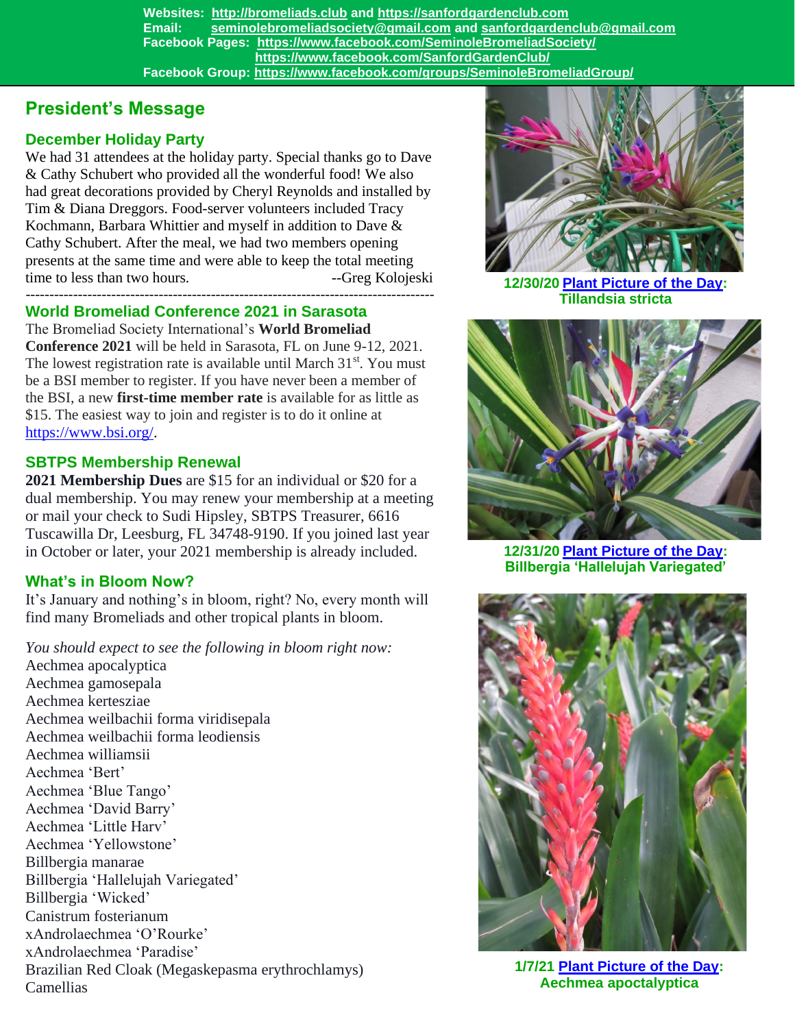**Websites:** http://bromeliads.club and https://sanfordgardenclub.com
**Email:** seminolebromeliadsociety@gmail.com and sanfordgardenclub@gmail.com
**Facebook Pages:** https://www.facebook.com/SeminoleBromeliadSociety/
https://www.facebook.com/SanfordGardenClub/
**Facebook Group:** https://www.facebook.com/groups/SeminoleBromeliadGroup/

## President's Message

### December Holiday Party

We had 31 attendees at the holiday party. Special thanks go to Dave & Cathy Schubert who provided all the wonderful food! We also had great decorations provided by Cheryl Reynolds and installed by Tim & Diana Dreggors. Food-server volunteers included Tracy Kochmann, Barbara Whittier and myself in addition to Dave & Cathy Schubert. After the meal, we had two members opening presents at the same time and were able to keep the total meeting time to less than two hours. --Greg Kolojeski

---

### World Bromeliad Conference 2021 in Sarasota

The Bromeliad Society International's **World Bromeliad Conference 2021** will be held in Sarasota, FL on June 9-12, 2021. The lowest registration rate is available until March 31st. You must be a BSI member to register. If you have never been a member of the BSI, a new **first-time member rate** is available for as little as $15. The easiest way to join and register is to do it online at https://www.bsi.org/.

### SBTPS Membership Renewal

**2021 Membership Dues** are $15 for an individual or $20 for a dual membership. You may renew your membership at a meeting or mail your check to Sudi Hipsley, SBTPS Treasurer, 6616 Tuscawilla Dr, Leesburg, FL 34748-9190. If you joined last year in October or later, your 2021 membership is already included.

### What's in Bloom Now?

It's January and nothing's in bloom, right? No, every month will find many Bromeliads and other tropical plants in bloom.

*You should expect to see the following in bloom right now:*

Aechmea apocalyptica
Aechmea gamosepala
Aechmea kertesziae
Aechmea weilbachii forma viridisepala
Aechmea weilbachii forma leodiensis
Aechmea williamsii
Aechmea 'Bert'
Aechmea 'Blue Tango'
Aechmea 'David Barry'
Aechmea 'Little Harv'
Aechmea 'Yellowstone'
Billbergia manarae
Billbergia 'Hallelujah Variegated'
Billbergia 'Wicked'
Canistrum fosterianum
xAndrolaechmea 'O'Rourke'
xAndrolaechmea 'Paradise'
Brazilian Red Cloak (Megaskepasma erythrochlamys)
Camellias

**12/30/20 Plant Picture of the Day: Tillandsia stricta**

**12/31/20 Plant Picture of the Day: Billbergia 'Hallelujah Variegated'**

**1/7/21 Plant Picture of the Day: Aechmea apoctalyptica**